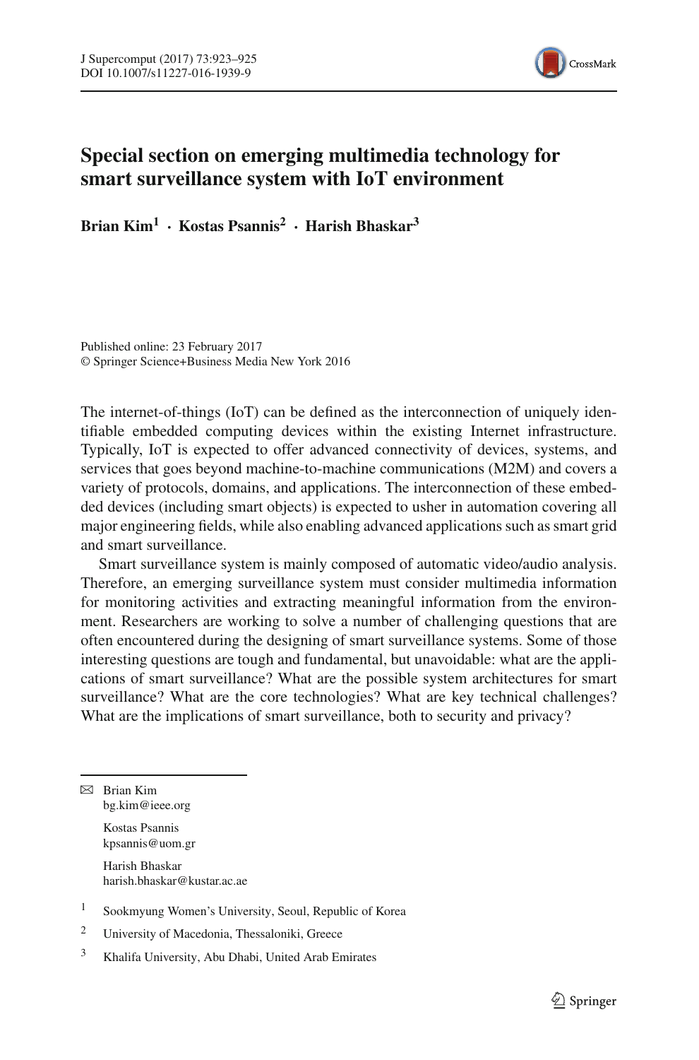# Special section on emerging multimedia technology for smart surveillance system with IoT environment

**Brian Kim[1] · Kostas Psannis[2] · Harish Bhaskar[3]**

Published online: 23 February 2017
© Springer Science+Business Media New York 2016

The internet-of-things (IoT) can be defined as the interconnection of uniquely identifiable embedded computing devices within the existing Internet infrastructure. Typically, IoT is expected to offer advanced connectivity of devices, systems, and services that goes beyond machine-to-machine communications (M2M) and covers a variety of protocols, domains, and applications. The interconnection of these embedded devices (including smart objects) is expected to usher in automation covering all major engineering fields, while also enabling advanced applications such as smart grid and smart surveillance.

Smart surveillance system is mainly composed of automatic video/audio analysis. Therefore, an emerging surveillance system must consider multimedia information for monitoring activities and extracting meaningful information from the environment. Researchers are working to solve a number of challenging questions that are often encountered during the designing of smart surveillance systems. Some of those interesting questions are tough and fundamental, but unavoidable: what are the applications of smart surveillance? What are the possible system architectures for smart surveillance? What are the core technologies? What are key technical challenges? What are the implications of smart surveillance, both to security and privacy?

---

✉ Brian Kim
bg.kim@ieee.org

Kostas Psannis
kpsannis@uom.gr

Harish Bhaskar
harish.bhaskar@kustar.ac.ae

[1] Sookmyung Women's University, Seoul, Republic of Korea

[2] University of Macedonia, Thessaloniki, Greece

[3] Khalifa University, Abu Dhabi, United Arab Emirates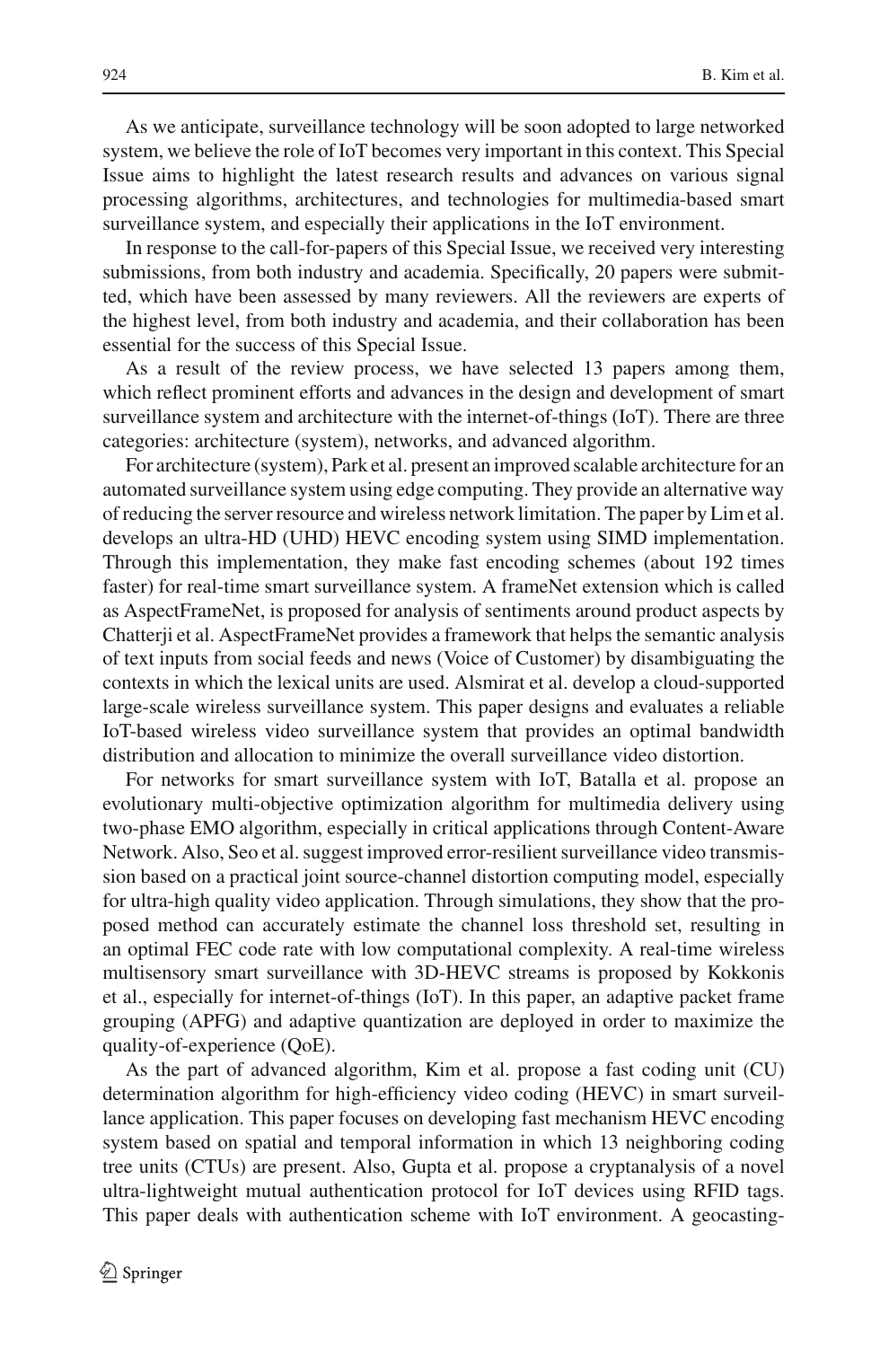As we anticipate, surveillance technology will be soon adopted to large networked system, we believe the role of IoT becomes very important in this context. This Special Issue aims to highlight the latest research results and advances on various signal processing algorithms, architectures, and technologies for multimedia-based smart surveillance system, and especially their applications in the IoT environment.

In response to the call-for-papers of this Special Issue, we received very interesting submissions, from both industry and academia. Specifically, 20 papers were submitted, which have been assessed by many reviewers. All the reviewers are experts of the highest level, from both industry and academia, and their collaboration has been essential for the success of this Special Issue.

As a result of the review process, we have selected 13 papers among them, which reflect prominent efforts and advances in the design and development of smart surveillance system and architecture with the internet-of-things (IoT). There are three categories: architecture (system), networks, and advanced algorithm.

For architecture (system), Park et al. present an improved scalable architecture for an automated surveillance system using edge computing. They provide an alternative way of reducing the server resource and wireless network limitation. The paper by Lim et al. develops an ultra-HD (UHD) HEVC encoding system using SIMD implementation. Through this implementation, they make fast encoding schemes (about 192 times faster) for real-time smart surveillance system. A frameNet extension which is called as AspectFrameNet, is proposed for analysis of sentiments around product aspects by Chatterji et al. AspectFrameNet provides a framework that helps the semantic analysis of text inputs from social feeds and news (Voice of Customer) by disambiguating the contexts in which the lexical units are used. Alsmirat et al. develop a cloud-supported large-scale wireless surveillance system. This paper designs and evaluates a reliable IoT-based wireless video surveillance system that provides an optimal bandwidth distribution and allocation to minimize the overall surveillance video distortion.

For networks for smart surveillance system with IoT, Batalla et al. propose an evolutionary multi-objective optimization algorithm for multimedia delivery using two-phase EMO algorithm, especially in critical applications through Content-Aware Network. Also, Seo et al. suggest improved error-resilient surveillance video transmission based on a practical joint source-channel distortion computing model, especially for ultra-high quality video application. Through simulations, they show that the proposed method can accurately estimate the channel loss threshold set, resulting in an optimal FEC code rate with low computational complexity. A real-time wireless multisensory smart surveillance with 3D-HEVC streams is proposed by Kokkonis et al., especially for internet-of-things (IoT). In this paper, an adaptive packet frame grouping (APFG) and adaptive quantization are deployed in order to maximize the quality-of-experience (QoE).

As the part of advanced algorithm, Kim et al. propose a fast coding unit (CU) determination algorithm for high-efficiency video coding (HEVC) in smart surveillance application. This paper focuses on developing fast mechanism HEVC encoding system based on spatial and temporal information in which 13 neighboring coding tree units (CTUs) are present. Also, Gupta et al. propose a cryptanalysis of a novel ultra-lightweight mutual authentication protocol for IoT devices using RFID tags. This paper deals with authentication scheme with IoT environment. A geocasting-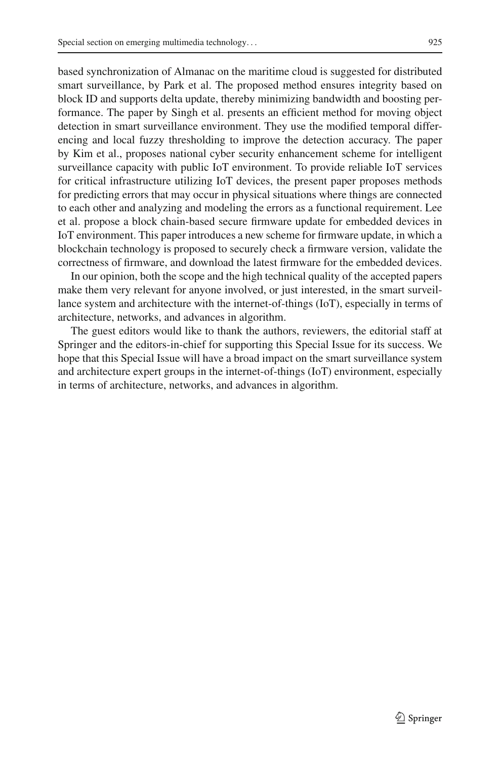based synchronization of Almanac on the maritime cloud is suggested for distributed smart surveillance, by Park et al. The proposed method ensures integrity based on block ID and supports delta update, thereby minimizing bandwidth and boosting performance. The paper by Singh et al. presents an efficient method for moving object detection in smart surveillance environment. They use the modified temporal differencing and local fuzzy thresholding to improve the detection accuracy. The paper by Kim et al., proposes national cyber security enhancement scheme for intelligent surveillance capacity with public IoT environment. To provide reliable IoT services for critical infrastructure utilizing IoT devices, the present paper proposes methods for predicting errors that may occur in physical situations where things are connected to each other and analyzing and modeling the errors as a functional requirement. Lee et al. propose a block chain-based secure firmware update for embedded devices in IoT environment. This paper introduces a new scheme for firmware update, in which a blockchain technology is proposed to securely check a firmware version, validate the correctness of firmware, and download the latest firmware for the embedded devices.

In our opinion, both the scope and the high technical quality of the accepted papers make them very relevant for anyone involved, or just interested, in the smart surveillance system and architecture with the internet-of-things (IoT), especially in terms of architecture, networks, and advances in algorithm.

The guest editors would like to thank the authors, reviewers, the editorial staff at Springer and the editors-in-chief for supporting this Special Issue for its success. We hope that this Special Issue will have a broad impact on the smart surveillance system and architecture expert groups in the internet-of-things (IoT) environment, especially in terms of architecture, networks, and advances in algorithm.